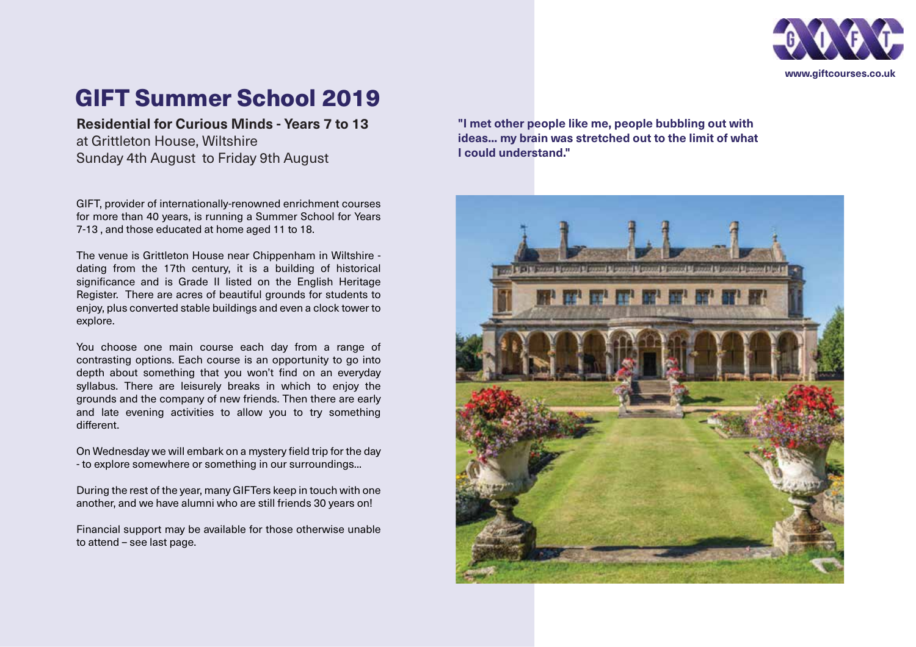www.giftcourses.co.uk

# GIFT Summer School 2019

**Residential for Curious Minds - Years 7 to 13**
at Grittleton House, Wiltshire
Sunday 4th August to Friday 9th August

GIFT, provider of internationally-renowned enrichment courses for more than 40 years, is running a Summer School for Years 7-13 , and those educated at home aged 11 to 18.

The venue is Grittleton House near Chippenham in Wiltshire - dating from the 17th century, it is a building of historical significance and is Grade II listed on the English Heritage Register. There are acres of beautiful grounds for students to enjoy, plus converted stable buildings and even a clock tower to explore.

You choose one main course each day from a range of contrasting options. Each course is an opportunity to go into depth about something that you won't find on an everyday syllabus. There are leisurely breaks in which to enjoy the grounds and the company of new friends. Then there are early and late evening activities to allow you to try something different.

On Wednesday we will embark on a mystery field trip for the day - to explore somewhere or something in our surroundings...

During the rest of the year, many GIFTers keep in touch with one another, and we have alumni who are still friends 30 years on!

Financial support may be available for those otherwise unable to attend – see last page.

**"I met other people like me, people bubbling out with ideas... my brain was stretched out to the limit of what I could understand."**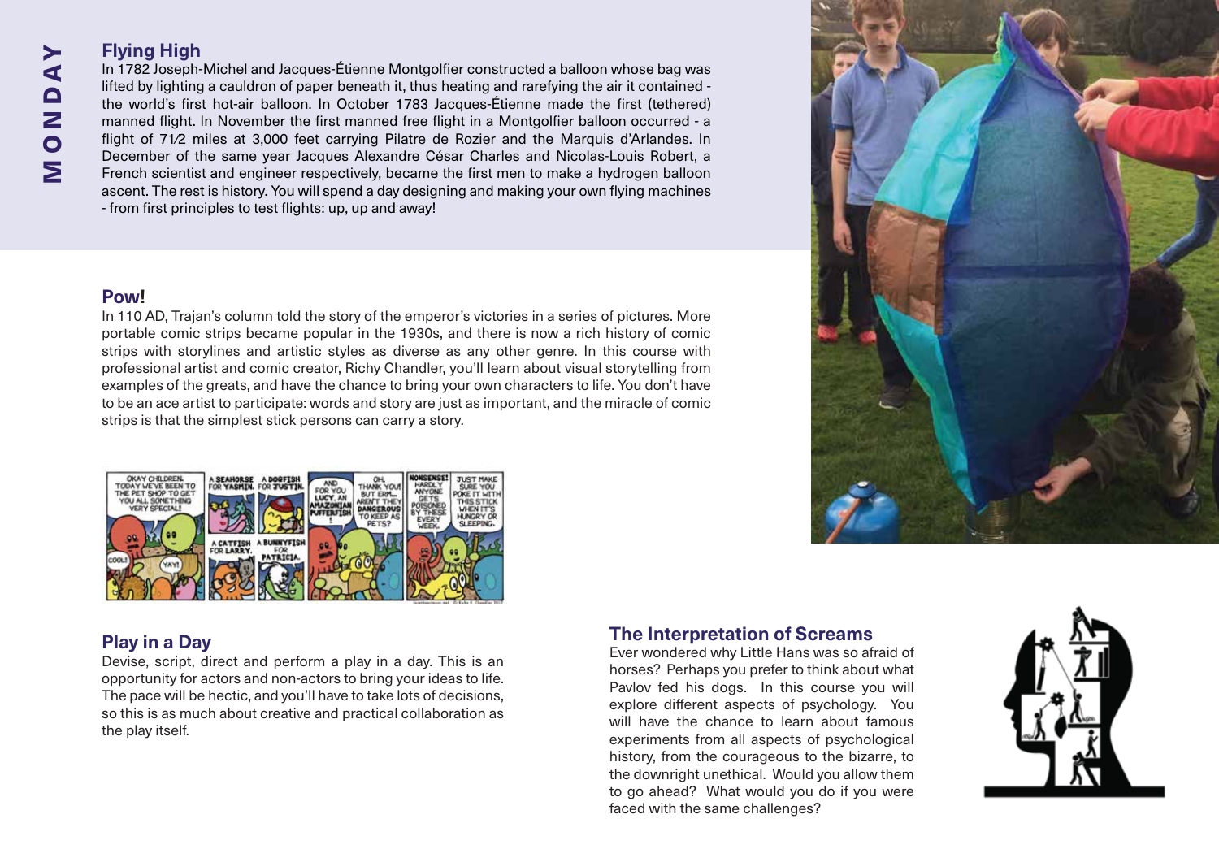# MONDAY

## Flying High

In 1782 Joseph-Michel and Jacques-Étienne Montgolfier constructed a balloon whose bag was lifted by lighting a cauldron of paper beneath it, thus heating and rarefying the air it contained - the world's first hot-air balloon. In October 1783 Jacques-Étienne made the first (tethered) manned flight. In November the first manned free flight in a Montgolfier balloon occurred - a flight of 7½ miles at 3,000 feet carrying Pilatre de Rozier and the Marquis d'Arlandes. In December of the same year Jacques Alexandre César Charles and Nicolas-Louis Robert, a French scientist and engineer respectively, became the first men to make a hydrogen balloon ascent. The rest is history. You will spend a day designing and making your own flying machines - from first principles to test flights: up, up and away!

## Pow!

In 110 AD, Trajan's column told the story of the emperor's victories in a series of pictures. More portable comic strips became popular in the 1930s, and there is now a rich history of comic strips with storylines and artistic styles as diverse as any other genre. In this course with professional artist and comic creator, Richy Chandler, you'll learn about visual storytelling from examples of the greats, and have the chance to bring your own characters to life. You don't have to be an ace artist to participate: words and story are just as important, and the miracle of comic strips is that the simplest stick persons can carry a story.

## Play in a Day

Devise, script, direct and perform a play in a day. This is an opportunity for actors and non-actors to bring your ideas to life. The pace will be hectic, and you'll have to take lots of decisions, so this is as much about creative and practical collaboration as the play itself.

## The Interpretation of Screams

Ever wondered why Little Hans was so afraid of horses? Perhaps you prefer to think about what Pavlov fed his dogs. In this course you will explore different aspects of psychology. You will have the chance to learn about famous experiments from all aspects of psychological history, from the courageous to the bizarre, to the downright unethical. Would you allow them to go ahead? What would you do if you were faced with the same challenges?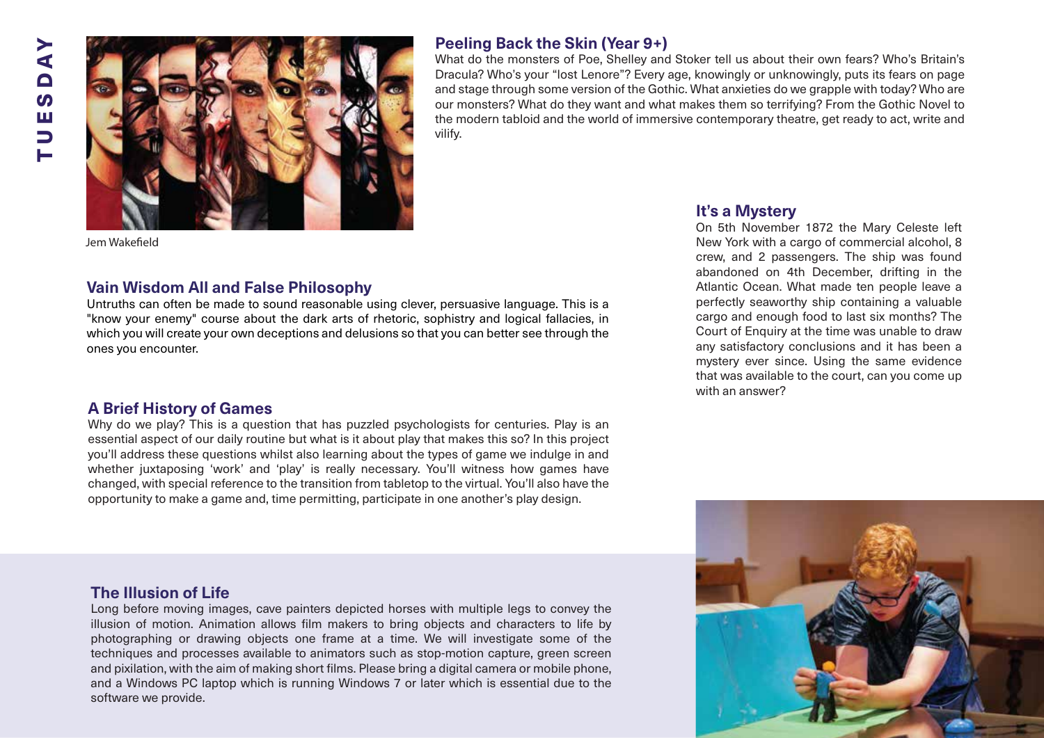TUESDAY

Jem Wakefield

## Peeling Back the Skin (Year 9+)

What do the monsters of Poe, Shelley and Stoker tell us about their own fears? Who's Britain's Dracula? Who's your "lost Lenore"? Every age, knowingly or unknowingly, puts its fears on page and stage through some version of the Gothic. What anxieties do we grapple with today? Who are our monsters? What do they want and what makes them so terrifying? From the Gothic Novel to the modern tabloid and the world of immersive contemporary theatre, get ready to act, write and vilify.

## Vain Wisdom All and False Philosophy

Untruths can often be made to sound reasonable using clever, persuasive language. This is a "know your enemy" course about the dark arts of rhetoric, sophistry and logical fallacies, in which you will create your own deceptions and delusions so that you can better see through the ones you encounter.

## A Brief History of Games

Why do we play? This is a question that has puzzled psychologists for centuries. Play is an essential aspect of our daily routine but what is it about play that makes this so? In this project you'll address these questions whilst also learning about the types of game we indulge in and whether juxtaposing 'work' and 'play' is really necessary. You'll witness how games have changed, with special reference to the transition from tabletop to the virtual. You'll also have the opportunity to make a game and, time permitting, participate in one another's play design.

## It's a Mystery

On 5th November 1872 the Mary Celeste left New York with a cargo of commercial alcohol, 8 crew, and 2 passengers. The ship was found abandoned on 4th December, drifting in the Atlantic Ocean. What made ten people leave a perfectly seaworthy ship containing a valuable cargo and enough food to last six months? The Court of Enquiry at the time was unable to draw any satisfactory conclusions and it has been a mystery ever since. Using the same evidence that was available to the court, can you come up with an answer?

## The Illusion of Life

Long before moving images, cave painters depicted horses with multiple legs to convey the illusion of motion. Animation allows film makers to bring objects and characters to life by photographing or drawing objects one frame at a time. We will investigate some of the techniques and processes available to animators such as stop-motion capture, green screen and pixilation, with the aim of making short films. Please bring a digital camera or mobile phone, and a Windows PC laptop which is running Windows 7 or later which is essential due to the software we provide.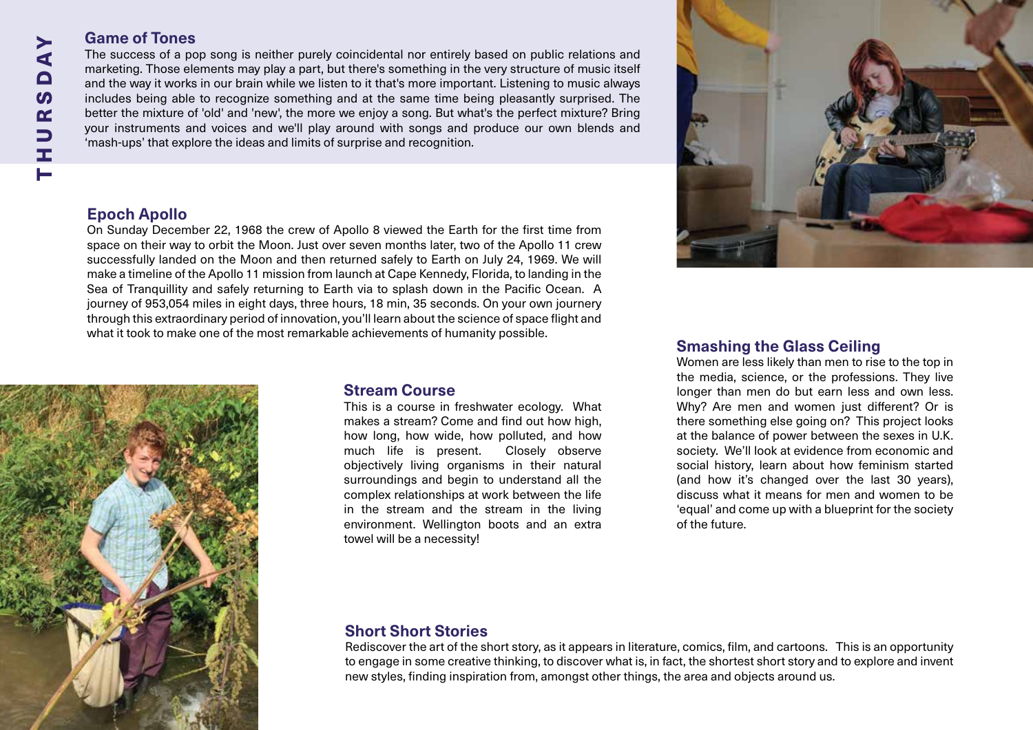# THURSDAY

## Game of Tones

The success of a pop song is neither purely coincidental nor entirely based on public relations and marketing. Those elements may play a part, but there's something in the very structure of music itself and the way it works in our brain while we listen to it that's more important. Listening to music always includes being able to recognize something and at the same time being pleasantly surprised. The better the mixture of 'old' and 'new', the more we enjoy a song. But what's the perfect mixture? Bring your instruments and voices and we'll play around with songs and produce our own blends and 'mash-ups' that explore the ideas and limits of surprise and recognition.

## Epoch Apollo

On Sunday December 22, 1968 the crew of Apollo 8 viewed the Earth for the first time from space on their way to orbit the Moon. Just over seven months later, two of the Apollo 11 crew successfully landed on the Moon and then returned safely to Earth on July 24, 1969. We will make a timeline of the Apollo 11 mission from launch at Cape Kennedy, Florida, to landing in the Sea of Tranquillity and safely returning to Earth via to splash down in the Pacific Ocean. A journey of 953,054 miles in eight days, three hours, 18 min, 35 seconds. On your own journey through this extraordinary period of innovation, you'll learn about the science of space flight and what it took to make one of the most remarkable achievements of humanity possible.

## Smashing the Glass Ceiling

Women are less likely than men to rise to the top in the media, science, or the professions. They live longer than men do but earn less and own less. Why? Are men and women just different? Or is there something else going on? This project looks at the balance of power between the sexes in U.K. society. We'll look at evidence from economic and social history, learn about how feminism started (and how it's changed over the last 30 years), discuss what it means for men and women to be 'equal' and come up with a blueprint for the society of the future.

## Stream Course

This is a course in freshwater ecology. What makes a stream? Come and find out how high, how long, how wide, how polluted, and how much life is present. Closely observe objectively living organisms in their natural surroundings and begin to understand all the complex relationships at work between the life in the stream and the stream in the living environment. Wellington boots and an extra towel will be a necessity!

## Short Short Stories

Rediscover the art of the short story, as it appears in literature, comics, film, and cartoons. This is an opportunity to engage in some creative thinking, to discover what is, in fact, the shortest short story and to explore and invent new styles, finding inspiration from, amongst other things, the area and objects around us.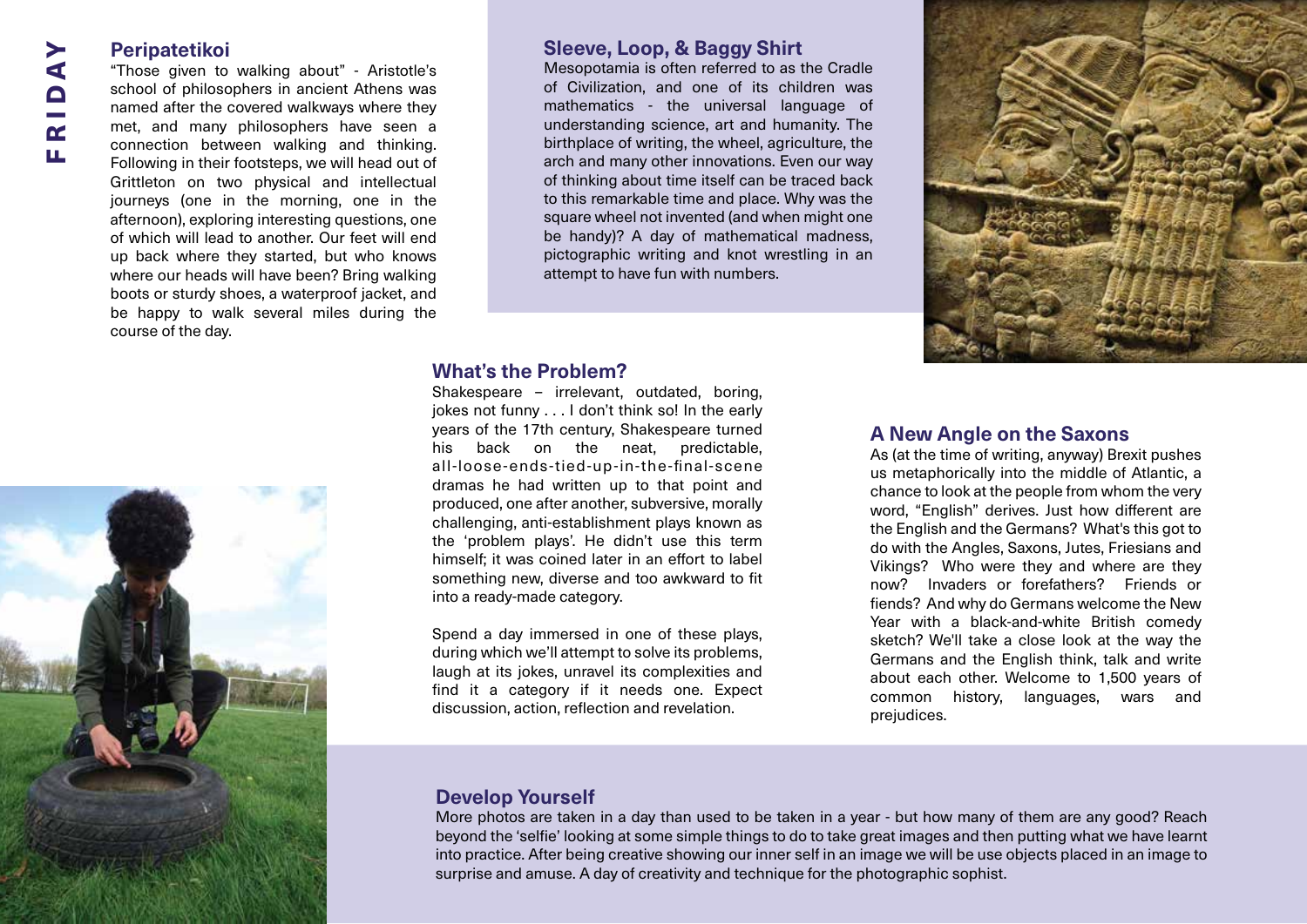# FRIDAY

## Peripatetikoi

"Those given to walking about" - Aristotle's school of philosophers in ancient Athens was named after the covered walkways where they met, and many philosophers have seen a connection between walking and thinking. Following in their footsteps, we will head out of Grittleton on two physical and intellectual journeys (one in the morning, one in the afternoon), exploring interesting questions, one of which will lead to another. Our feet will end up back where they started, but who knows where our heads will have been? Bring walking boots or sturdy shoes, a waterproof jacket, and be happy to walk several miles during the course of the day.

## Sleeve, Loop, & Baggy Shirt

Mesopotamia is often referred to as the Cradle of Civilization, and one of its children was mathematics - the universal language of understanding science, art and humanity. The birthplace of writing, the wheel, agriculture, the arch and many other innovations. Even our way of thinking about time itself can be traced back to this remarkable time and place. Why was the square wheel not invented (and when might one be handy)? A day of mathematical madness, pictographic writing and knot wrestling in an attempt to have fun with numbers.

## What's the Problem?

Shakespeare – irrelevant, outdated, boring, jokes not funny . . . I don't think so! In the early years of the 17th century, Shakespeare turned his back on the neat, predictable, all-loose-ends-tied-up-in-the-final-scene dramas he had written up to that point and produced, one after another, subversive, morally challenging, anti-establishment plays known as the 'problem plays'. He didn't use this term himself; it was coined later in an effort to label something new, diverse and too awkward to fit into a ready-made category.

Spend a day immersed in one of these plays, during which we'll attempt to solve its problems, laugh at its jokes, unravel its complexities and find it a category if it needs one. Expect discussion, action, reflection and revelation.

## A New Angle on the Saxons

As (at the time of writing, anyway) Brexit pushes us metaphorically into the middle of Atlantic, a chance to look at the people from whom the very word, "English" derives. Just how different are the English and the Germans? What's this got to do with the Angles, Saxons, Jutes, Friesians and Vikings? Who were they and where are they now? Invaders or forefathers? Friends or fiends? And why do Germans welcome the New Year with a black-and-white British comedy sketch? We'll take a close look at the way the Germans and the English think, talk and write about each other. Welcome to 1,500 years of common history, languages, wars and prejudices.

## Develop Yourself

More photos are taken in a day than used to be taken in a year - but how many of them are any good? Reach beyond the 'selfie' looking at some simple things to do to take great images and then putting what we have learnt into practice. After being creative showing our inner self in an image we will be use objects placed in an image to surprise and amuse. A day of creativity and technique for the photographic sophist.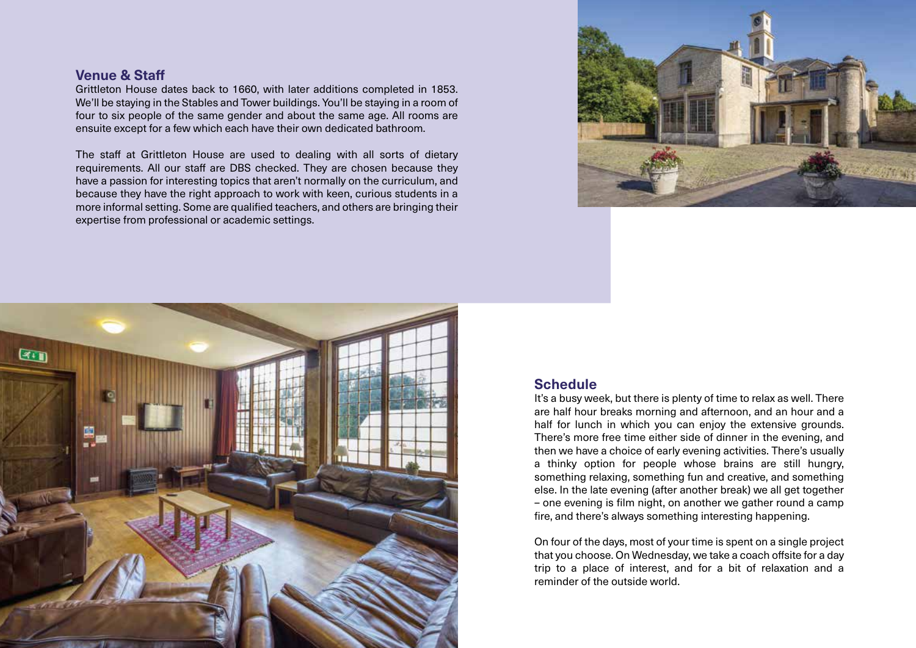## Venue & Staff

Grittleton House dates back to 1660, with later additions completed in 1853. We'll be staying in the Stables and Tower buildings. You'll be staying in a room of four to six people of the same gender and about the same age. All rooms are ensuite except for a few which each have their own dedicated bathroom.

The staff at Grittleton House are used to dealing with all sorts of dietary requirements. All our staff are DBS checked. They are chosen because they have a passion for interesting topics that aren't normally on the curriculum, and because they have the right approach to work with keen, curious students in a more informal setting. Some are qualified teachers, and others are bringing their expertise from professional or academic settings.

## Schedule

It's a busy week, but there is plenty of time to relax as well. There are half hour breaks morning and afternoon, and an hour and a half for lunch in which you can enjoy the extensive grounds. There's more free time either side of dinner in the evening, and then we have a choice of early evening activities. There's usually a thinky option for people whose brains are still hungry, something relaxing, something fun and creative, and something else. In the late evening (after another break) we all get together – one evening is film night, on another we gather round a camp fire, and there's always something interesting happening.

On four of the days, most of your time is spent on a single project that you choose. On Wednesday, we take a coach offsite for a day trip to a place of interest, and for a bit of relaxation and a reminder of the outside world.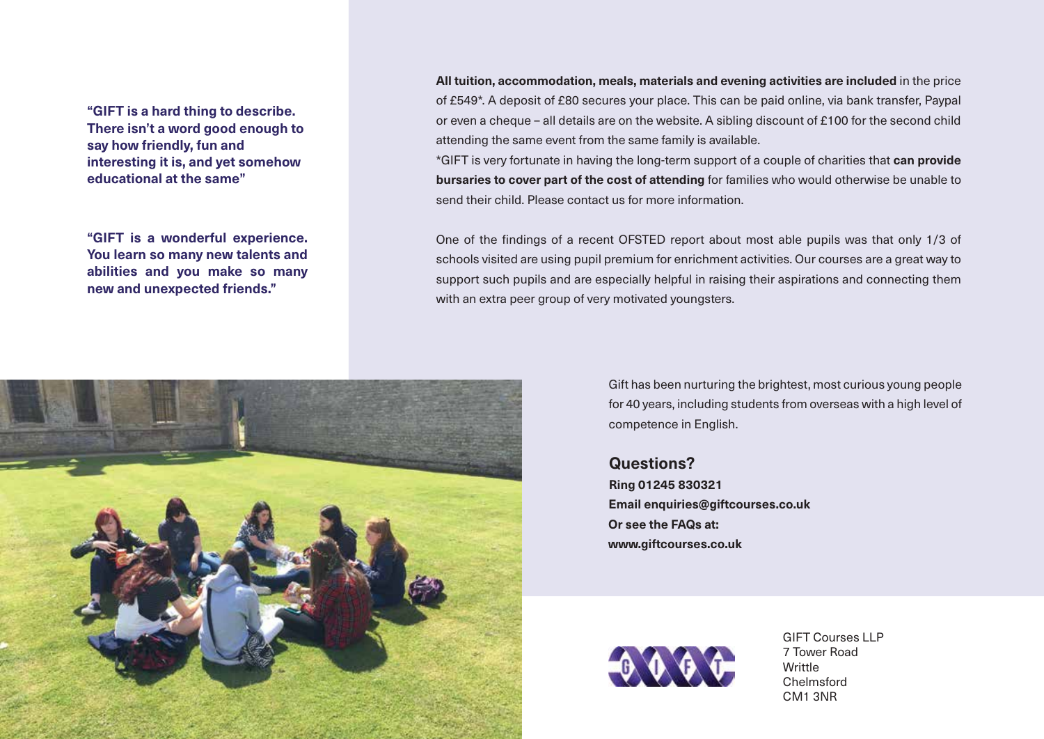**"GIFT is a hard thing to describe. There isn't a word good enough to say how friendly, fun and interesting it is, and yet somehow educational at the same"**

**"GIFT is a wonderful experience. You learn so many new talents and abilities and you make so many new and unexpected friends."**

**All tuition, accommodation, meals, materials and evening activities are included** in the price of £549*. A deposit of £80 secures your place. This can be paid online, via bank transfer, Paypal or even a cheque – all details are on the website. A sibling discount of £100 for the second child attending the same event from the same family is available.

*GIFT is very fortunate in having the long-term support of a couple of charities that **can provide bursaries to cover part of the cost of attending** for families who would otherwise be unable to send their child. Please contact us for more information.

One of the findings of a recent OFSTED report about most able pupils was that only 1/3 of schools visited are using pupil premium for enrichment activities. Our courses are a great way to support such pupils and are especially helpful in raising their aspirations and connecting them with an extra peer group of very motivated youngsters.

Gift has been nurturing the brightest, most curious young people for 40 years, including students from overseas with a high level of competence in English.

## Questions?

**Ring 01245 830321**
**Email enquiries@giftcourses.co.uk**
**Or see the FAQs at:**
**www.giftcourses.co.uk**

GIFT Courses LLP
7 Tower Road
Writtle
Chelmsford
CM1 3NR